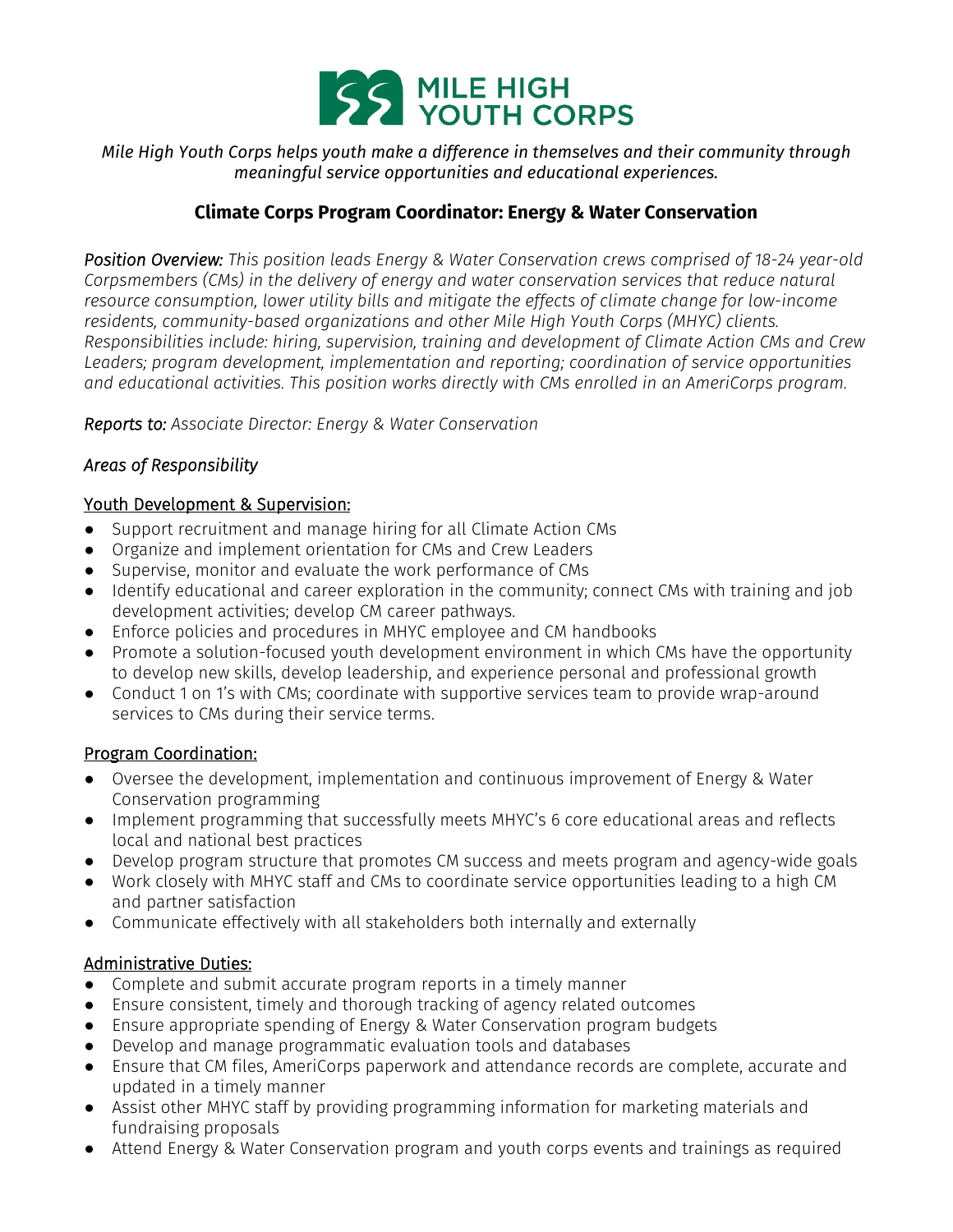MILE HIGH YOUTH CORPS

*Mile High Youth Corps helps youth make a difference in themselves and their community through meaningful service opportunities and educational experiences.*

## Climate Corps Program Coordinator: Energy & Water Conservation

*Position Overview: This position leads Energy & Water Conservation crews comprised of 18-24 year-old Corpsmembers (CMs) in the delivery of energy and water conservation services that reduce natural resource consumption, lower utility bills and mitigate the effects of climate change for low-income residents, community-based organizations and other Mile High Youth Corps (MHYC) clients. Responsibilities include: hiring, supervision, training and development of Climate Action CMs and Crew Leaders; program development, implementation and reporting; coordination of service opportunities and educational activities. This position works directly with CMs enrolled in an AmeriCorps program.*

*Reports to: Associate Director: Energy & Water Conservation*

### *Areas of Responsibility*

#### Youth Development & Supervision:

- Support recruitment and manage hiring for all Climate Action CMs
- Organize and implement orientation for CMs and Crew Leaders
- Supervise, monitor and evaluate the work performance of CMs
- Identify educational and career exploration in the community; connect CMs with training and job development activities; develop CM career pathways.
- Enforce policies and procedures in MHYC employee and CM handbooks
- Promote a solution-focused youth development environment in which CMs have the opportunity to develop new skills, develop leadership, and experience personal and professional growth
- Conduct 1 on 1's with CMs; coordinate with supportive services team to provide wrap-around services to CMs during their service terms.

#### Program Coordination:

- Oversee the development, implementation and continuous improvement of Energy & Water Conservation programming
- Implement programming that successfully meets MHYC's 6 core educational areas and reflects local and national best practices
- Develop program structure that promotes CM success and meets program and agency-wide goals
- Work closely with MHYC staff and CMs to coordinate service opportunities leading to a high CM and partner satisfaction
- Communicate effectively with all stakeholders both internally and externally

#### Administrative Duties:

- Complete and submit accurate program reports in a timely manner
- Ensure consistent, timely and thorough tracking of agency related outcomes
- Ensure appropriate spending of Energy & Water Conservation program budgets
- Develop and manage programmatic evaluation tools and databases
- Ensure that CM files, AmeriCorps paperwork and attendance records are complete, accurate and updated in a timely manner
- Assist other MHYC staff by providing programming information for marketing materials and fundraising proposals
- Attend Energy & Water Conservation program and youth corps events and trainings as required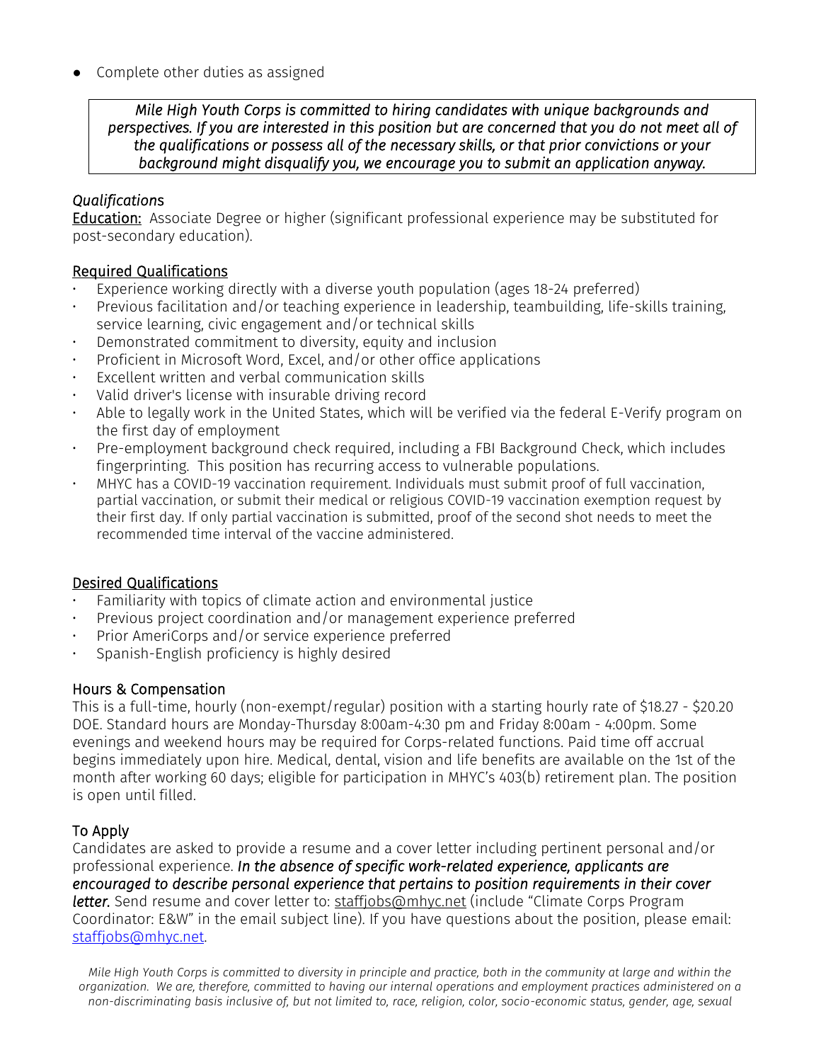- Complete other duties as assigned

*Mile High Youth Corps is committed to hiring candidates with unique backgrounds and perspectives. If you are interested in this position but are concerned that you do not meet all of the qualifications or possess all of the necessary skills, or that prior convictions or your background might disqualify you, we encourage you to submit an application anyway.*

### *Qualifications*

**Education:** Associate Degree or higher (significant professional experience may be substituted for post-secondary education).

### Required Qualifications

- Experience working directly with a diverse youth population (ages 18-24 preferred)
- Previous facilitation and/or teaching experience in leadership, teambuilding, life-skills training, service learning, civic engagement and/or technical skills
- Demonstrated commitment to diversity, equity and inclusion
- Proficient in Microsoft Word, Excel, and/or other office applications
- Excellent written and verbal communication skills
- Valid driver's license with insurable driving record
- Able to legally work in the United States, which will be verified via the federal E-Verify program on the first day of employment
- Pre-employment background check required, including a FBI Background Check, which includes fingerprinting. This position has recurring access to vulnerable populations.
- MHYC has a COVID-19 vaccination requirement. Individuals must submit proof of full vaccination, partial vaccination, or submit their medical or religious COVID-19 vaccination exemption request by their first day. If only partial vaccination is submitted, proof of the second shot needs to meet the recommended time interval of the vaccine administered.

### Desired Qualifications

- Familiarity with topics of climate action and environmental justice
- Previous project coordination and/or management experience preferred
- Prior AmeriCorps and/or service experience preferred
- Spanish-English proficiency is highly desired

### Hours & Compensation

This is a full-time, hourly (non-exempt/regular) position with a starting hourly rate of $18.27 - $20.20 DOE. Standard hours are Monday-Thursday 8:00am-4:30 pm and Friday 8:00am - 4:00pm. Some evenings and weekend hours may be required for Corps-related functions. Paid time off accrual begins immediately upon hire. Medical, dental, vision and life benefits are available on the 1st of the month after working 60 days; eligible for participation in MHYC's 403(b) retirement plan. The position is open until filled.

### To Apply

Candidates are asked to provide a resume and a cover letter including pertinent personal and/or professional experience. ***In the absence of specific work-related experience, applicants are encouraged to describe personal experience that pertains to position requirements in their cover letter.*** Send resume and cover letter to: staffjobs@mhyc.net (include "Climate Corps Program Coordinator: E&W" in the email subject line). If you have questions about the position, please email: staffjobs@mhyc.net.

*Mile High Youth Corps is committed to diversity in principle and practice, both in the community at large and within the organization. We are, therefore, committed to having our internal operations and employment practices administered on a non-discriminating basis inclusive of, but not limited to, race, religion, color, socio-economic status, gender, age, sexual*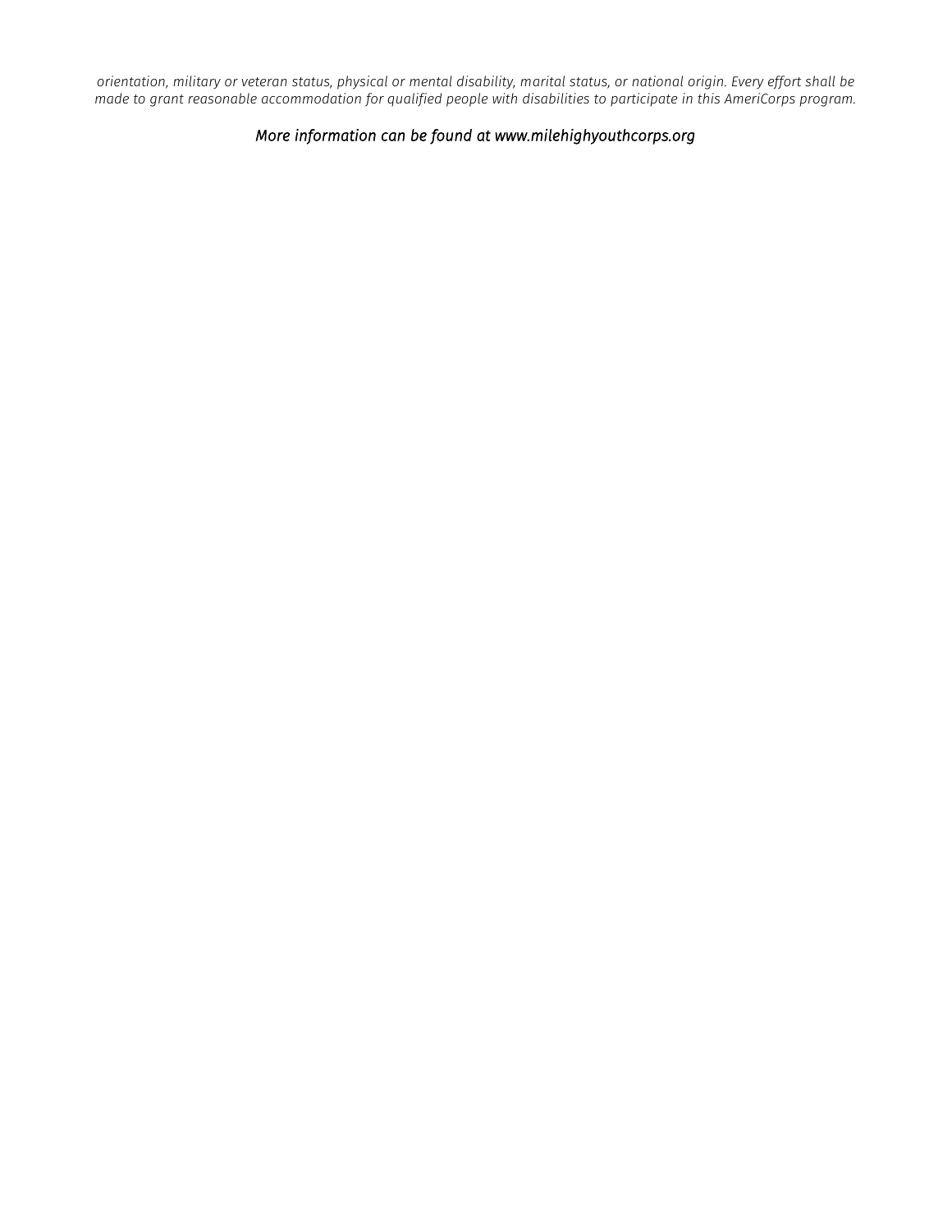*orientation, military or veteran status, physical or mental disability, marital status, or national origin. Every effort shall be made to grant reasonable accommodation for qualified people with disabilities to participate in this AmeriCorps program.*

*More information can be found at www.milehighyouthcorps.org*